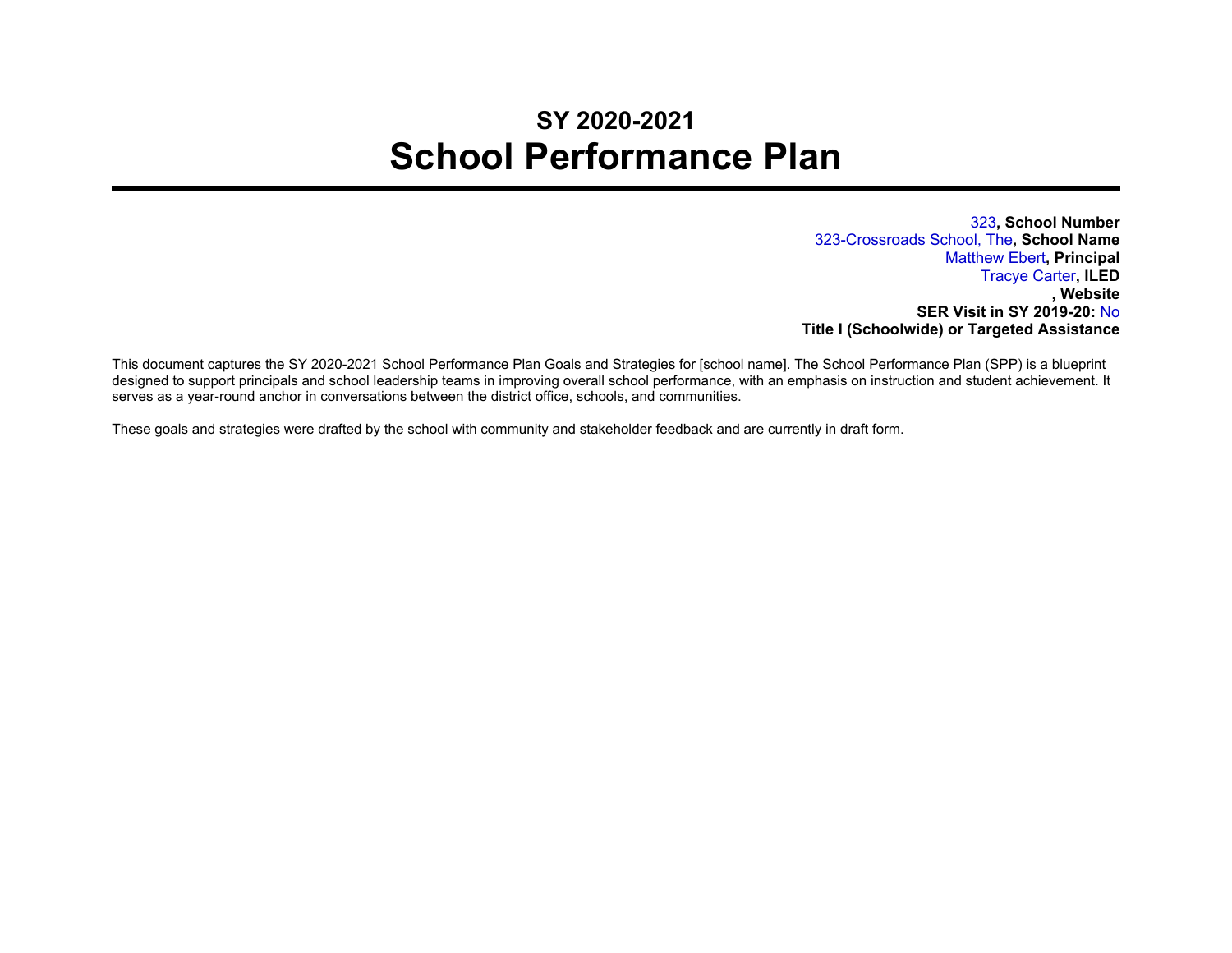# SY 2020-2021
# School Performance Plan

---

323, **School Number**
323-Crossroads School, The**, School Name**
Matthew Ebert**, Principal**
Tracye Carter**, ILED**
**, Website**
**SER Visit in SY 2019-20:** No
**Title I (Schoolwide) or Targeted Assistance**

This document captures the SY 2020-2021 School Performance Plan Goals and Strategies for [school name]. The School Performance Plan (SPP) is a blueprint designed to support principals and school leadership teams in improving overall school performance, with an emphasis on instruction and student achievement. It serves as a year-round anchor in conversations between the district office, schools, and communities.

These goals and strategies were drafted by the school with community and stakeholder feedback and are currently in draft form.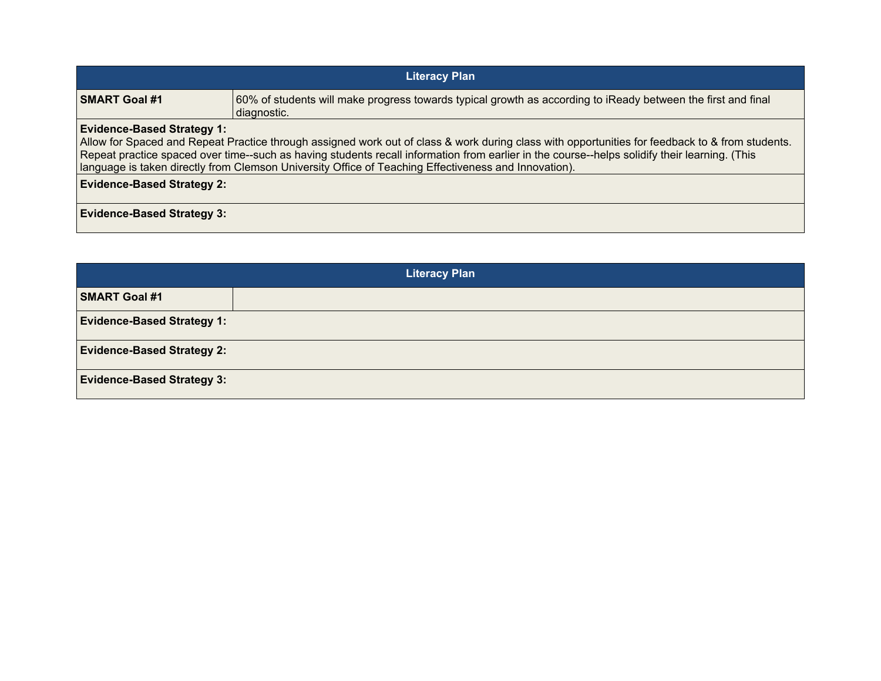| Literacy Plan | |
|---|---|
| **SMART Goal #1** | 60% of students will make progress towards typical growth as according to iReady between the first and final diagnostic. |
| **Evidence-Based Strategy 1:** Allow for Spaced and Repeat Practice through assigned work out of class & work during class with opportunities for feedback to & from students. Repeat practice spaced over time--such as having students recall information from earlier in the course--helps solidify their learning. (This language is taken directly from Clemson University Office of Teaching Effectiveness and Innovation). | |
| **Evidence-Based Strategy 2:** | |
| **Evidence-Based Strategy 3:** | |

| Literacy Plan | |
|---|---|
| **SMART Goal #1** | |
| **Evidence-Based Strategy 1:** | |
| **Evidence-Based Strategy 2:** | |
| **Evidence-Based Strategy 3:** | |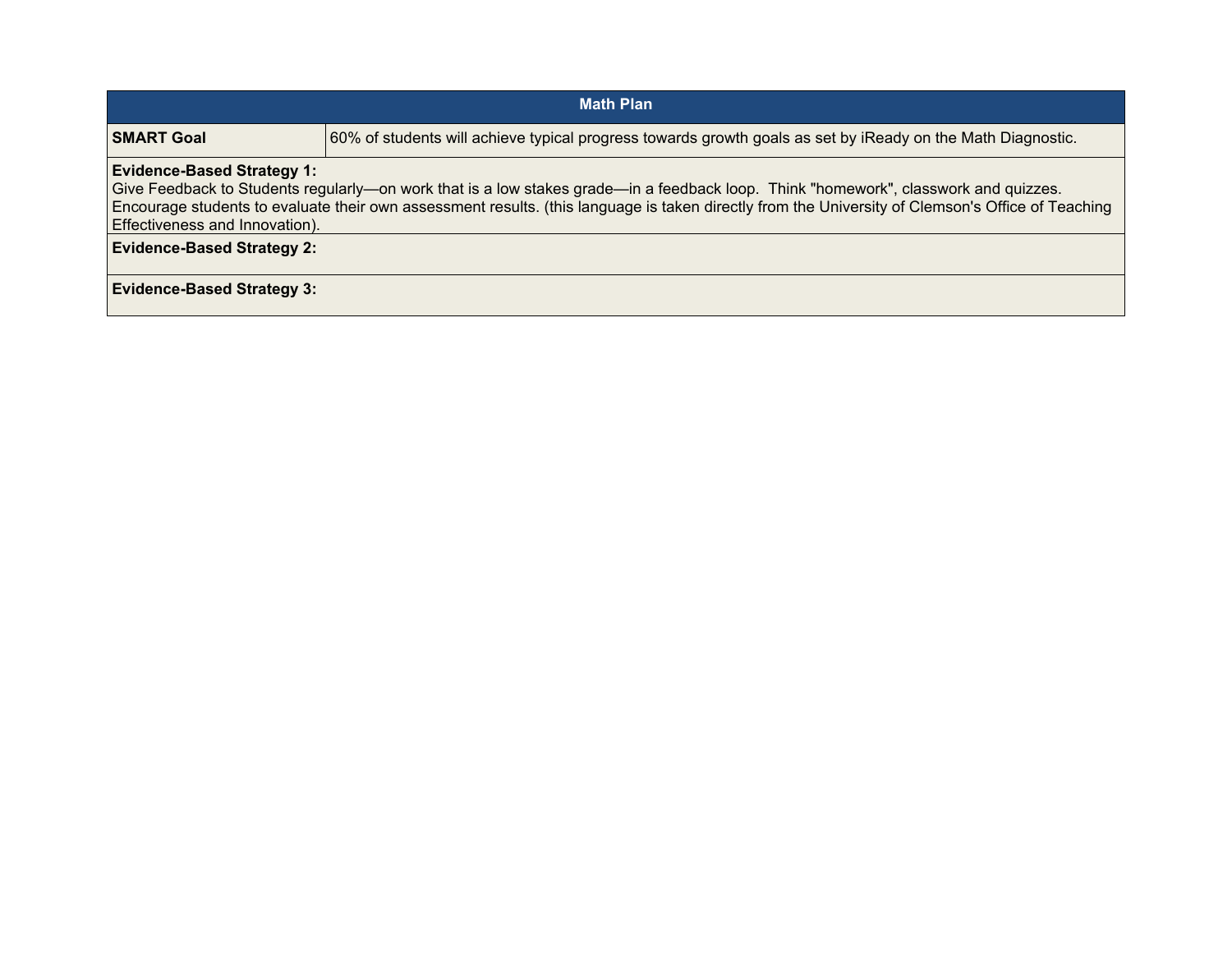| Math Plan | |
|---|---|
| **SMART Goal** | 60% of students will achieve typical progress towards growth goals as set by iReady on the Math Diagnostic. |

**Evidence-Based Strategy 1:**
Give Feedback to Students regularly—on work that is a low stakes grade—in a feedback loop. Think "homework", classwork and quizzes. Encourage students to evaluate their own assessment results. (this language is taken directly from the University of Clemson's Office of Teaching Effectiveness and Innovation).

**Evidence-Based Strategy 2:**

**Evidence-Based Strategy 3:**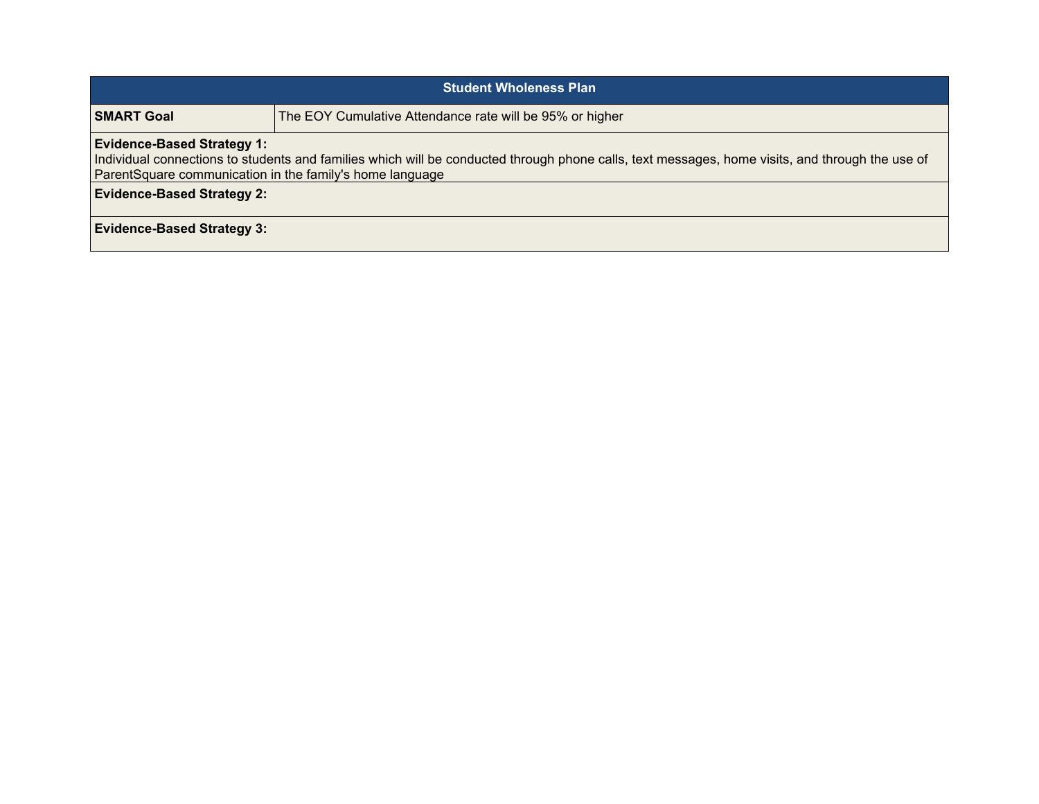| Student Wholeness Plan | |
|---|---|
| **SMART Goal** | The EOY Cumulative Attendance rate will be 95% or higher |
| **Evidence-Based Strategy 1:** Individual connections to students and families which will be conducted through phone calls, text messages, home visits, and through the use of ParentSquare communication in the family's home language | |
| **Evidence-Based Strategy 2:** | |
| **Evidence-Based Strategy 3:** | |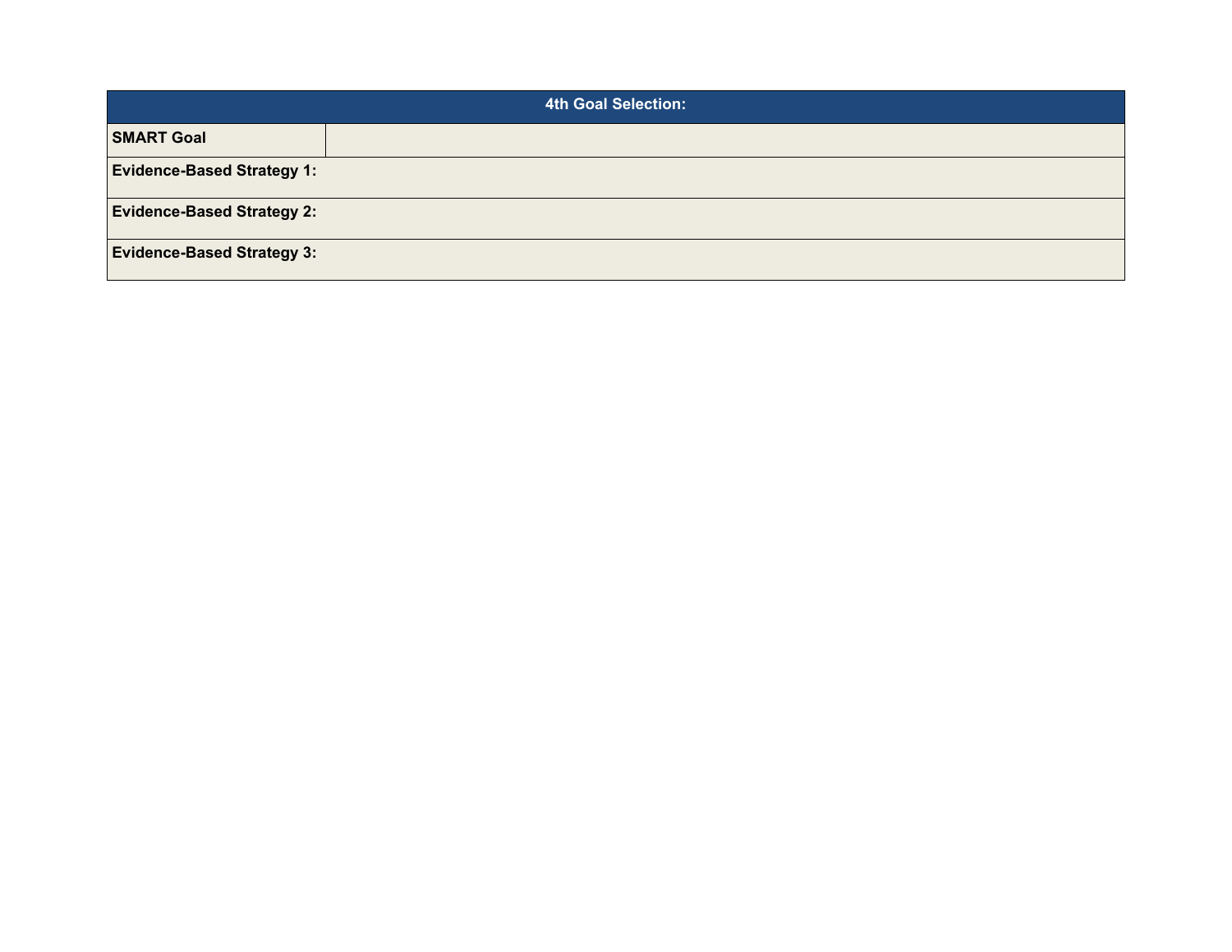| 4th Goal Selection: | |
|---|---|
| **SMART Goal** | |
| **Evidence-Based Strategy 1:** | |
| **Evidence-Based Strategy 2:** | |
| **Evidence-Based Strategy 3:** | |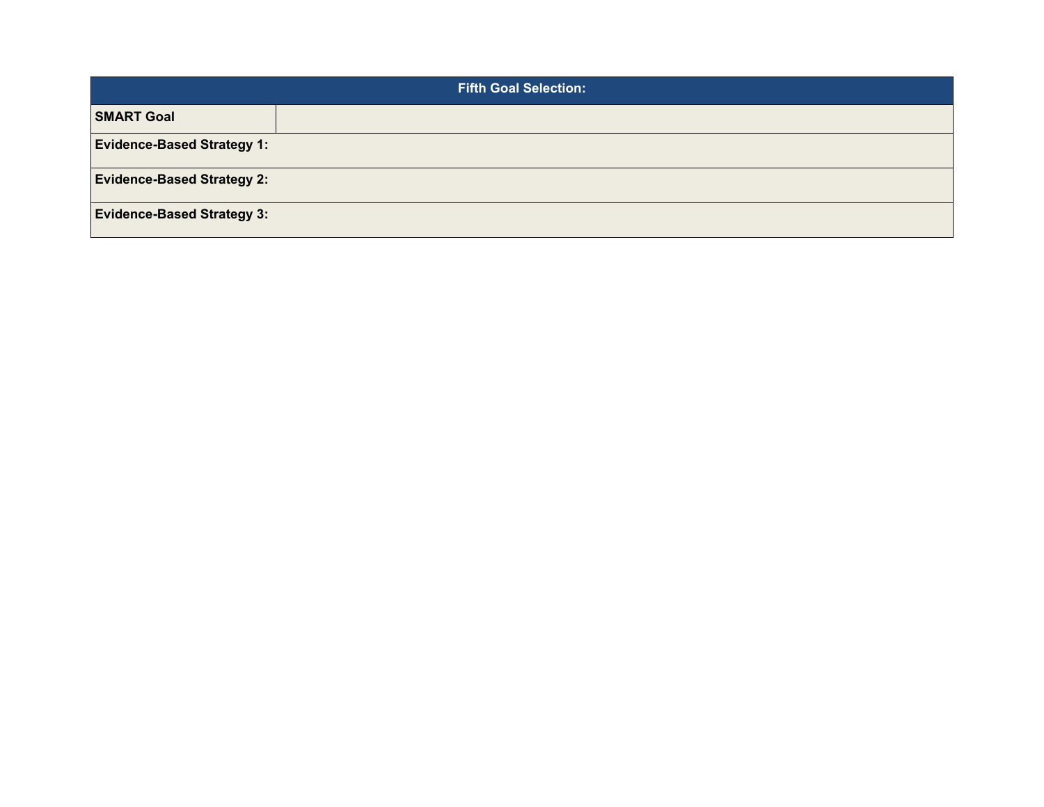| Fifth Goal Selection: | |
|---|---|
| **SMART Goal** | |
| **Evidence-Based Strategy 1:** | |
| **Evidence-Based Strategy 2:** | |
| **Evidence-Based Strategy 3:** | |